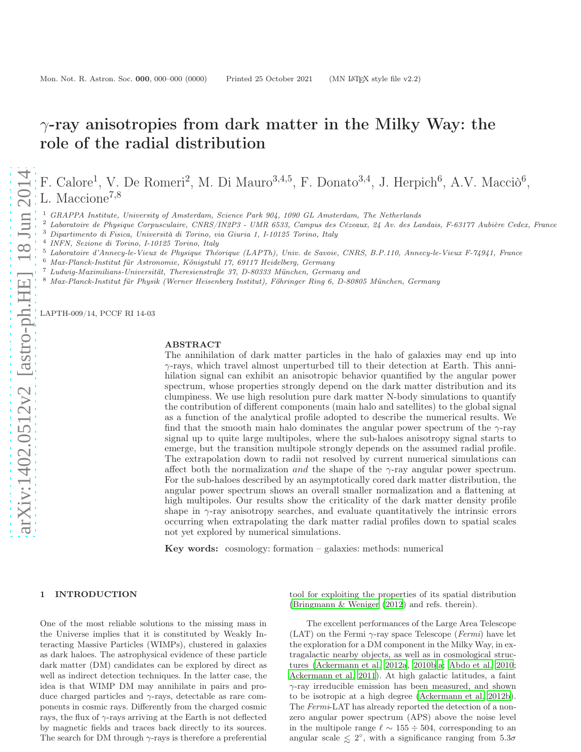# $\gamma$-ray anisotropies from dark matter in the Milky Way: the role of the radial distribution

F. Calore[1], V. De Romeri[2], M. Di Mauro[3,4,5], F. Donato[3,4], J. Herpich[6], A.V. Macciò[6], L. Maccione[7,8]

[1] GRAPPA Institute, University of Amsterdam, Science Park 904, 1090 GL Amsterdam, The Netherlands
[2] Laboratoire de Physique Corpusculaire, CNRS/IN2P3 - UMR 6533, Campus des Cézeaux, 24 Av. des Landais, F-63177 Aubière Cedex, France
[3] Dipartimento di Fisica, Università di Torino, via Giuria 1, I-10125 Torino, Italy
[4] INFN, Sezione di Torino, I-10125 Torino, Italy
[5] Laboratoire d'Annecy-le-Vieux de Physique Théorique (LAPTh), Univ. de Savoie, CNRS, B.P.110, Annecy-le-Vieux F-74941, France
[6] Max-Planck-Institut für Astronomie, Königstuhl 17, 69117 Heidelberg, Germany
[7] Ludwig-Maximilians-Universität, Theresienstraße 37, D-80333 München, Germany and
[8] Max-Planck-Institut für Physik (Werner Heisenberg Institut), Föhringer Ring 6, D-80805 München, Germany

LAPTH-009/14, PCCF RI 14-03

## ABSTRACT

The annihilation of dark matter particles in the halo of galaxies may end up into $\gamma$-rays, which travel almost unperturbed till to their detection at Earth. This annihilation signal can exhibit an anisotropic behavior quantified by the angular power spectrum, whose properties strongly depend on the dark matter distribution and its clumpiness. We use high resolution pure dark matter N-body simulations to quantify the contribution of different components (main halo and satellites) to the global signal as a function of the analytical profile adopted to describe the numerical results. We find that the smooth main halo dominates the angular power spectrum of the $\gamma$-ray signal up to quite large multipoles, where the sub-haloes anisotropy signal starts to emerge, but the transition multipole strongly depends on the assumed radial profile. The extrapolation down to radii not resolved by current numerical simulations can affect both the normalization *and* the shape of the $\gamma$-ray angular power spectrum. For the sub-haloes described by an asymptotically cored dark matter distribution, the angular power spectrum shows an overall smaller normalization and a flattening at high multipoles. Our results show the criticality of the dark matter density profile shape in $\gamma$-ray anisotropy searches, and evaluate quantitatively the intrinsic errors occurring when extrapolating the dark matter radial profiles down to spatial scales not yet explored by numerical simulations.

**Key words:** cosmology: formation – galaxies: methods: numerical

## 1 INTRODUCTION

One of the most reliable solutions to the missing mass in the Universe implies that it is constituted by Weakly Interacting Massive Particles (WIMPs), clustered in galaxies as dark haloes. The astrophysical evidence of these particle dark matter (DM) candidates can be explored by direct as well as indirect detection techniques. In the latter case, the idea is that WIMP DM may annihilate in pairs and produce charged particles and $\gamma$-rays, detectable as rare components in cosmic rays. Differently from the charged cosmic rays, the flux of $\gamma$-rays arriving at the Earth is not deflected by magnetic fields and traces back directly to its sources. The search for DM through $\gamma$-rays is therefore a preferential tool for exploiting the properties of its spatial distribution (Bringmann & Weniger (2012) and refs. therein).

The excellent performances of the Large Area Telescope (LAT) on the Fermi $\gamma$-ray space Telescope (*Fermi*) have let the exploration for a DM component in the Milky Way, in extragalactic nearby objects, as well as in cosmological structures (Ackermann et al. 2012a, 2010b,a; Abdo et al. 2010; Ackermann et al. 2011). At high galactic latitudes, a faint $\gamma$-ray irreducible emission has been measured, and shown to be isotropic at a high degree (Ackermann et al. 2012b). The *Fermi*-LAT has already reported the detection of a non-zero angular power spectrum (APS) above the noise level in the multipole range $\ell \sim 155 \div 504$, corresponding to an angular scale $\lesssim 2^\circ$, with a significance ranging from $5.3\sigma$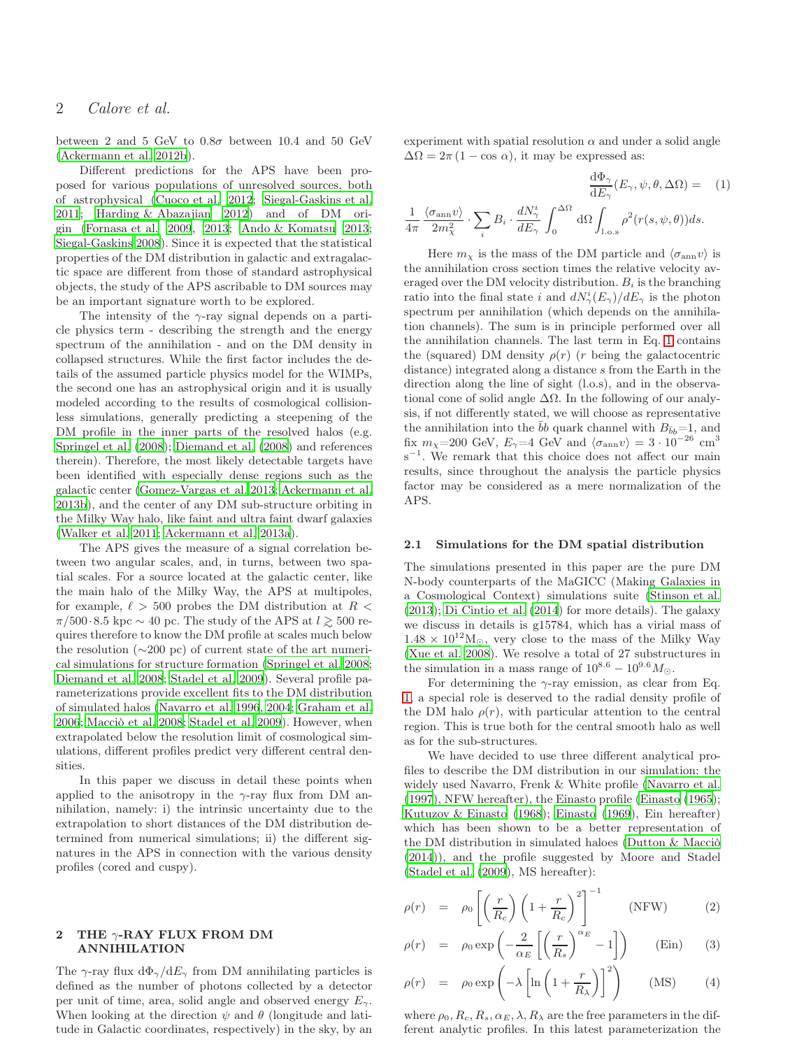between 2 and 5 GeV to 0.8σ between 10.4 and 50 GeV (Ackermann et al. 2012b).

Different predictions for the APS have been proposed for various populations of unresolved sources, both of astrophysical (Cuoco et al. 2012; Siegal-Gaskins et al. 2011; Harding & Abazajian 2012) and of DM origin (Fornasa et al. 2009, 2013; Ando & Komatsu 2013; Siegal-Gaskins 2008). Since it is expected that the statistical properties of the DM distribution in galactic and extragalactic space are different from those of standard astrophysical objects, the study of the APS ascribable to DM sources may be an important signature worth to be explored.

The intensity of the γ-ray signal depends on a particle physics term - describing the strength and the energy spectrum of the annihilation - and on the DM density in collapsed structures. While the first factor includes the details of the assumed particle physics model for the WIMPs, the second one has an astrophysical origin and it is usually modeled according to the results of cosmological collisionless simulations, generally predicting a steepening of the DM profile in the inner parts of the resolved halos (e.g. Springel et al. (2008); Diemand et al. (2008) and references therein). Therefore, the most likely detectable targets have been identified with especially dense regions such as the galactic center (Gomez-Vargas et al. 2013; Ackermann et al. 2013b), and the center of any DM sub-structure orbiting in the Milky Way halo, like faint and ultra faint dwarf galaxies (Walker et al. 2011; Ackermann et al. 2013a).

The APS gives the measure of a signal correlation between two angular scales, and, in turns, between two spatial scales. For a source located at the galactic center, like the main halo of the Milky Way, the APS at multipoles, for example, $\ell > 500$ probes the DM distribution at $R < \pi/500 \cdot 8.5$ kpc $\sim 40$ pc. The study of the APS at $l \gtrsim 500$ requires therefore to know the DM profile at scales much below the resolution (∼200 pc) of current state of the art numerical simulations for structure formation (Springel et al. 2008; Diemand et al. 2008; Stadel et al. 2009). Several profile parameterizations provide excellent fits to the DM distribution of simulated halos (Navarro et al. 1996, 2004; Graham et al. 2006; Macciò et al. 2008; Stadel et al. 2009). However, when extrapolated below the resolution limit of cosmological simulations, different profiles predict very different central densities.

In this paper we discuss in detail these points when applied to the anisotropy in the γ-ray flux from DM annihilation, namely: i) the intrinsic uncertainty due to the extrapolation to short distances of the DM distribution determined from numerical simulations; ii) the different signatures in the APS in connection with the various density profiles (cored and cuspy).

## 2 THE γ-RAY FLUX FROM DM ANNIHILATION

The γ-ray flux $\mathrm{d}\Phi_\gamma/\mathrm{d}E_\gamma$ from DM annihilating particles is defined as the number of photons collected by a detector per unit of time, area, solid angle and observed energy $E_\gamma$. When looking at the direction $\psi$ and $\theta$ (longitude and latitude in Galactic coordinates, respectively) in the sky, by an experiment with spatial resolution $\alpha$ and under a solid angle $\Delta\Omega = 2\pi\,(1 - \cos\,\alpha)$, it may be expressed as:

$$\frac{\mathrm{d}\Phi_\gamma}{\mathrm{d}E_\gamma}(E_\gamma, \psi, \theta, \Delta\Omega) = \frac{1}{4\pi}\,\frac{\langle\sigma_{\rm ann} v\rangle}{2m_\chi^2} \cdot \sum_i B_i \cdot \frac{dN_\gamma^i}{dE_\gamma} \int_0^{\Delta\Omega} \mathrm{d}\Omega \int_{\rm l.o.s} \rho^2(r(s,\psi,\theta))ds. \qquad (1)$$

Here $m_\chi$ is the mass of the DM particle and $\langle\sigma_{\rm ann} v\rangle$ is the annihilation cross section times the relative velocity averaged over the DM velocity distribution. $B_i$ is the branching ratio into the final state $i$ and $dN_\gamma^i(E_\gamma)/dE_\gamma$ is the photon spectrum per annihilation (which depends on the annihilation channels). The sum is in principle performed over all the annihilation channels. The last term in Eq. 1 contains the (squared) DM density $\rho(r)$ ($r$ being the galactocentric distance) integrated along a distance $s$ from the Earth in the direction along the line of sight (l.o.s), and in the observational cone of solid angle $\Delta\Omega$. In the following of our analysis, if not differently stated, we will choose as representative the annihilation into the $\bar{b}b$ quark channel with $B_{\bar{b}b}$=1, and fix $m_\chi$=200 GeV, $E_\gamma$=4 GeV and $\langle\sigma_{\rm ann} v\rangle = 3 \cdot 10^{-26}$ cm$^3$ s$^{-1}$. We remark that this choice does not affect our main results, since throughout the analysis the particle physics factor may be considered as a mere normalization of the APS.

### 2.1 Simulations for the DM spatial distribution

The simulations presented in this paper are the pure DM N-body counterparts of the MaGICC (Making Galaxies in a Cosmological Context) simulations suite (Stinson et al. (2013); Di Cintio et al. (2014) for more details). The galaxy we discuss in details is g15784, which has a virial mass of $1.48 \times 10^{12}$M$_\odot$, very close to the mass of the Milky Way (Xue et al. 2008). We resolve a total of 27 substructures in the simulation in a mass range of $10^{8.6} - 10^{9.6} M_\odot$.

For determining the γ-ray emission, as clear from Eq. 1, a special role is deserved to the radial density profile of the DM halo $\rho(r)$, with particular attention to the central region. This is true both for the central smooth halo as well as for the sub-structures.

We have decided to use three different analytical profiles to describe the DM distribution in our simulation: the widely used Navarro, Frenk & White profile (Navarro et al. (1997), NFW hereafter), the Einasto profile (Einasto (1965); Kutuzov & Einasto (1968); Einasto (1969), Ein hereafter) which has been shown to be a better representation of the DM distribution in simulated haloes (Dutton & Macciò (2014)), and the profile suggested by Moore and Stadel (Stadel et al. (2009), MS hereafter):

$$\rho(r) = \rho_0 \left[\left(\frac{r}{R_c}\right)\left(1 + \frac{r}{R_c}\right)^2\right]^{-1} \qquad \text{(NFW)} \qquad (2)$$

$$\rho(r) = \rho_0 \exp\left(-\frac{2}{\alpha_E}\left[\left(\frac{r}{R_s}\right)^{\alpha_E} - 1\right]\right) \qquad \text{(Ein)} \qquad (3)$$

$$\rho(r) = \rho_0 \exp\left(-\lambda\left[\ln\left(1 + \frac{r}{R_\lambda}\right)\right]^2\right) \qquad \text{(MS)} \qquad (4)$$

where $\rho_0, R_c, R_s, \alpha_E, \lambda, R_\lambda$ are the free parameters in the different analytic profiles. In this latest parameterization the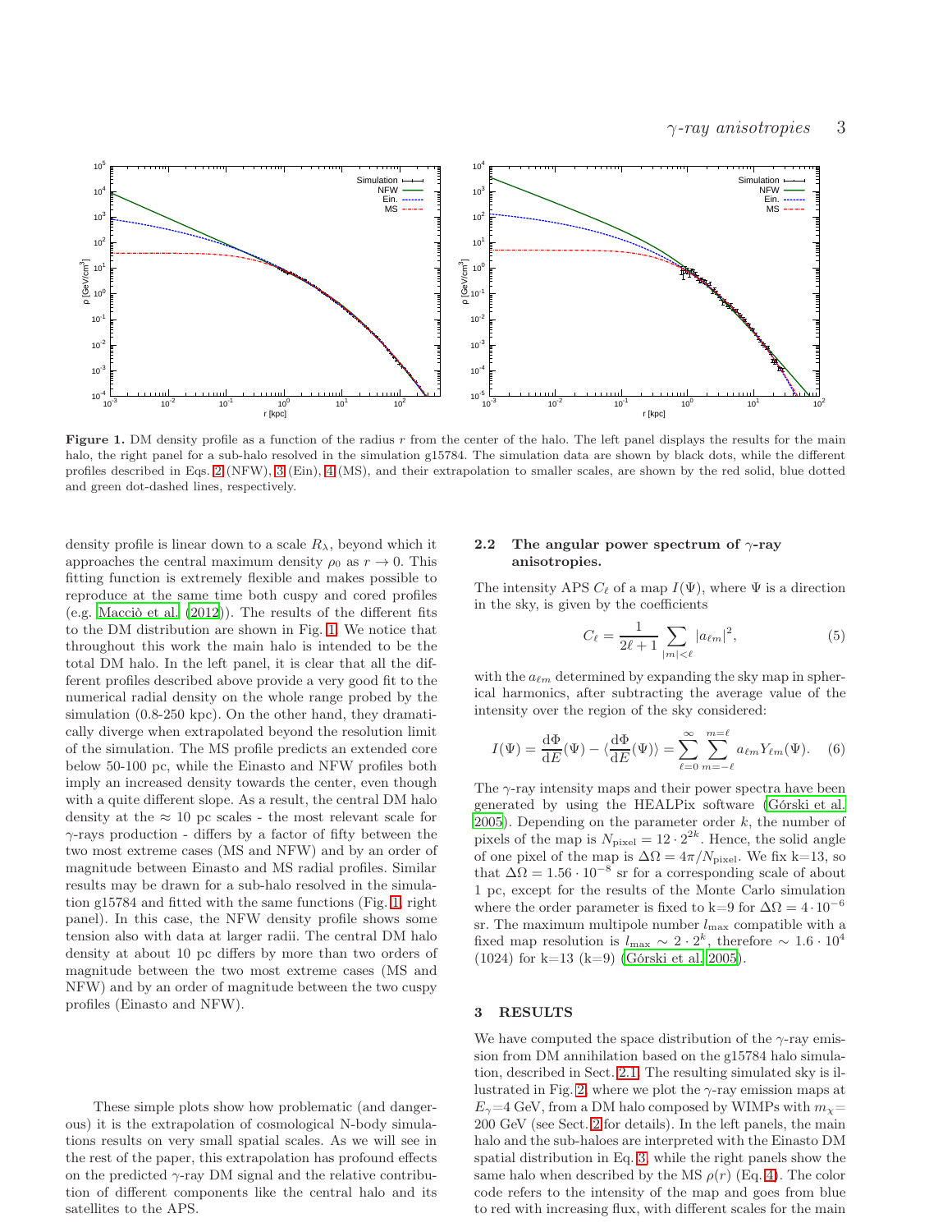**Figure 1.** DM density profile as a function of the radius $r$ from the center of the halo. The left panel displays the results for the main halo, the right panel for a sub-halo resolved in the simulation g15784. The simulation data are shown by black dots, while the different profiles described in Eqs. 2 (NFW), 3 (Ein), 4 (MS), and their extrapolation to smaller scales, are shown by the red solid, blue dotted and green dot-dashed lines, respectively.

density profile is linear down to a scale $R_\lambda$, beyond which it approaches the central maximum density $\rho_0$ as $r \to 0$. This fitting function is extremely flexible and makes possible to reproduce at the same time both cuspy and cored profiles (e.g. Macciò et al. (2012)). The results of the different fits to the DM distribution are shown in Fig. 1. We notice that throughout this work the main halo is intended to be the total DM halo. In the left panel, it is clear that all the different profiles described above provide a very good fit to the numerical radial density on the whole range probed by the simulation (0.8-250 kpc). On the other hand, they dramatically diverge when extrapolated beyond the resolution limit of the simulation. The MS profile predicts an extended core below 50-100 pc, while the Einasto and NFW profiles both imply an increased density towards the center, even though with a quite different slope. As a result, the central DM halo density at the $\approx$ 10 pc scales - the most relevant scale for $\gamma$-rays production - differs by a factor of fifty between the two most extreme cases (MS and NFW) and by an order of magnitude between Einasto and MS radial profiles. Similar results may be drawn for a sub-halo resolved in the simulation g15784 and fitted with the same functions (Fig. 1, right panel). In this case, the NFW density profile shows some tension also with data at larger radii. The central DM halo density at about 10 pc differs by more than two orders of magnitude between the two most extreme cases (MS and NFW) and by an order of magnitude between the two cuspy profiles (Einasto and NFW).

These simple plots show how problematic (and dangerous) it is the extrapolation of cosmological N-body simulations results on very small spatial scales. As we will see in the rest of the paper, this extrapolation has profound effects on the predicted $\gamma$-ray DM signal and the relative contribution of different components like the central halo and its satellites to the APS.

### 2.2 The angular power spectrum of $\gamma$-ray anisotropies.

The intensity APS $C_\ell$ of a map $I(\Psi)$, where $\Psi$ is a direction in the sky, is given by the coefficients

$$C_\ell = \frac{1}{2\ell+1} \sum_{|m|<\ell} |a_{\ell m}|^2, \tag{5}$$

with the $a_{\ell m}$ determined by expanding the sky map in spherical harmonics, after subtracting the average value of the intensity over the region of the sky considered:

$$I(\Psi) = \frac{\mathrm{d}\Phi}{\mathrm{d}E}(\Psi) - \langle \frac{\mathrm{d}\Phi}{\mathrm{d}E}(\Psi) \rangle = \sum_{\ell=0}^{\infty} \sum_{m=-\ell}^{m=\ell} a_{\ell m} Y_{\ell m}(\Psi). \tag{6}$$

The $\gamma$-ray intensity maps and their power spectra have been generated by using the HEALPix software (Górski et al. 2005). Depending on the parameter order $k$, the number of pixels of the map is $N_{\rm pixel} = 12 \cdot 2^{2k}$. Hence, the solid angle of one pixel of the map is $\Delta\Omega = 4\pi/N_{\rm pixel}$. We fix k=13, so that $\Delta\Omega = 1.56 \cdot 10^{-8}$ sr for a corresponding scale of about 1 pc, except for the results of the Monte Carlo simulation where the order parameter is fixed to k=9 for $\Delta\Omega = 4 \cdot 10^{-6}$ sr. The maximum multipole number $l_{\rm max}$ compatible with a fixed map resolution is $l_{\rm max} \sim 2 \cdot 2^k$, therefore $\sim 1.6 \cdot 10^4$ (1024) for k=13 (k=9) (Górski et al. 2005).

## 3 RESULTS

We have computed the space distribution of the $\gamma$-ray emission from DM annihilation based on the g15784 halo simulation, described in Sect. 2.1. The resulting simulated sky is illustrated in Fig. 2, where we plot the $\gamma$-ray emission maps at $E_\gamma$=4 GeV, from a DM halo composed by WIMPs with $m_\chi$= 200 GeV (see Sect. 2 for details). In the left panels, the main halo and the sub-haloes are interpreted with the Einasto DM spatial distribution in Eq. 3, while the right panels show the same halo when described by the MS $\rho(r)$ (Eq. 4). The color code refers to the intensity of the map and goes from blue to red with increasing flux, with different scales for the main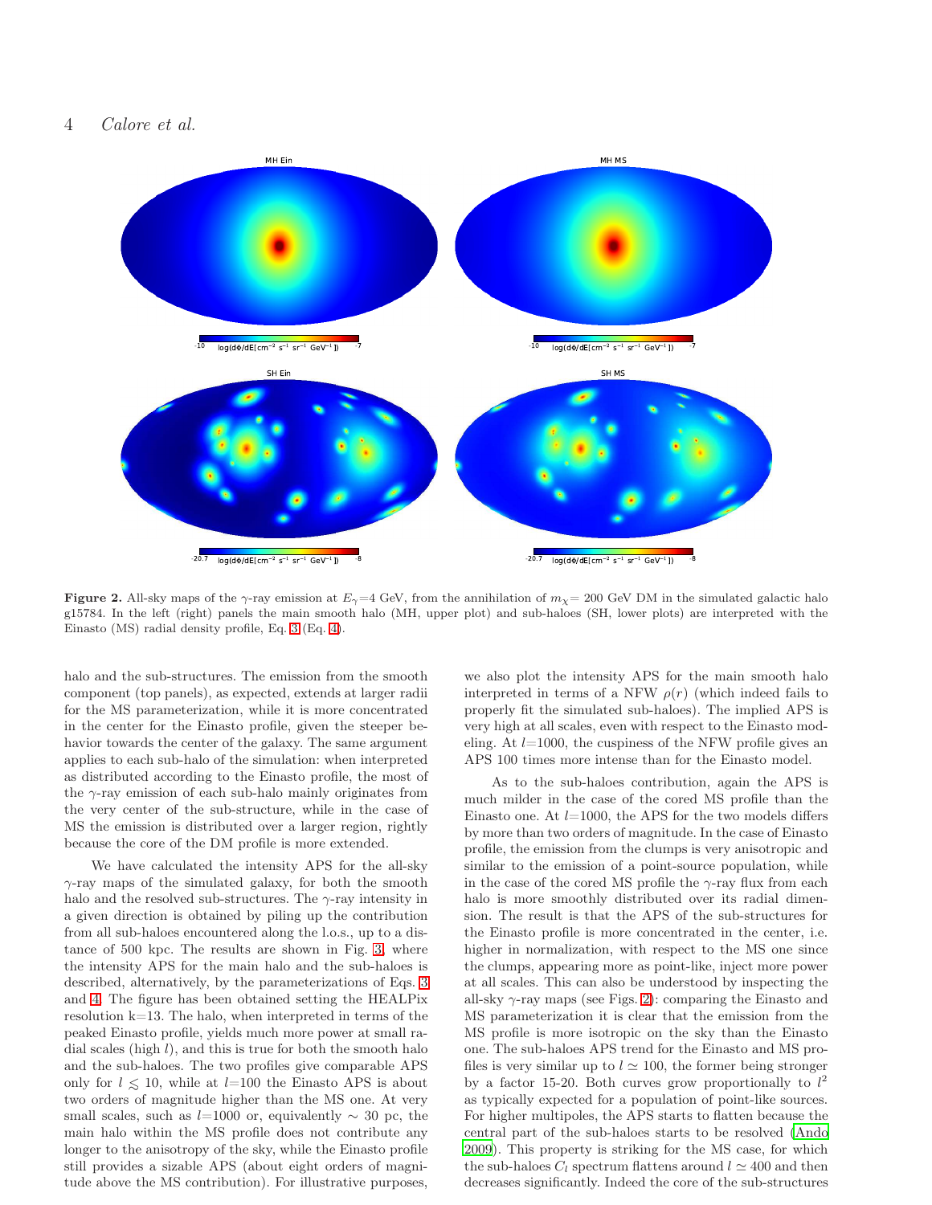**Figure 2.** All-sky maps of the $\gamma$-ray emission at $E_\gamma$=4 GeV, from the annihilation of $m_\chi$= 200 GeV DM in the simulated galactic halo g15784. In the left (right) panels the main smooth halo (MH, upper plot) and sub-haloes (SH, lower plots) are interpreted with the Einasto (MS) radial density profile, Eq. 3 (Eq. 4).

halo and the sub-structures. The emission from the smooth component (top panels), as expected, extends at larger radii for the MS parameterization, while it is more concentrated in the center for the Einasto profile, given the steeper behavior towards the center of the galaxy. The same argument applies to each sub-halo of the simulation: when interpreted as distributed according to the Einasto profile, the most of the $\gamma$-ray emission of each sub-halo mainly originates from the very center of the sub-structure, while in the case of MS the emission is distributed over a larger region, rightly because the core of the DM profile is more extended.

We have calculated the intensity APS for the all-sky $\gamma$-ray maps of the simulated galaxy, for both the smooth halo and the resolved sub-structures. The $\gamma$-ray intensity in a given direction is obtained by piling up the contribution from all sub-haloes encountered along the l.o.s., up to a distance of 500 kpc. The results are shown in Fig. 3, where the intensity APS for the main halo and the sub-haloes is described, alternatively, by the parameterizations of Eqs. 3 and 4. The figure has been obtained setting the HEALPix resolution k=13. The halo, when interpreted in terms of the peaked Einasto profile, yields much more power at small radial scales (high $l$), and this is true for both the smooth halo and the sub-haloes. The two profiles give comparable APS only for $l \lesssim 10$, while at $l$=100 the Einasto APS is about two orders of magnitude higher than the MS one. At very small scales, such as $l$=1000 or, equivalently $\sim$ 30 pc, the main halo within the MS profile does not contribute any longer to the anisotropy of the sky, while the Einasto profile still provides a sizable APS (about eight orders of magnitude above the MS contribution). For illustrative purposes, we also plot the intensity APS for the main smooth halo interpreted in terms of a NFW $\rho(r)$ (which indeed fails to properly fit the simulated sub-haloes). The implied APS is very high at all scales, even with respect to the Einasto modeling. At $l$=1000, the cuspiness of the NFW profile gives an APS 100 times more intense than for the Einasto model.

As to the sub-haloes contribution, again the APS is much milder in the case of the cored MS profile than the Einasto one. At $l$=1000, the APS for the two models differs by more than two orders of magnitude. In the case of Einasto profile, the emission from the clumps is very anisotropic and similar to the emission of a point-source population, while in the case of the cored MS profile the $\gamma$-ray flux from each halo is more smoothly distributed over its radial dimension. The result is that the APS of the sub-structures for the Einasto profile is more concentrated in the center, i.e. higher in normalization, with respect to the MS one since the clumps, appearing more as point-like, inject more power at all scales. This can also be understood by inspecting the all-sky $\gamma$-ray maps (see Figs. 2): comparing the Einasto and MS parameterization it is clear that the emission from the MS profile is more isotropic on the sky than the Einasto one. The sub-haloes APS trend for the Einasto and MS profiles is very similar up to $l \simeq 100$, the former being stronger by a factor 15-20. Both curves grow proportionally to $l^2$ as typically expected for a population of point-like sources. For higher multipoles, the APS starts to flatten because the central part of the sub-haloes starts to be resolved (Ando 2009). This property is striking for the MS case, for which the sub-haloes $C_l$ spectrum flattens around $l \simeq 400$ and then decreases significantly. Indeed the core of the sub-structures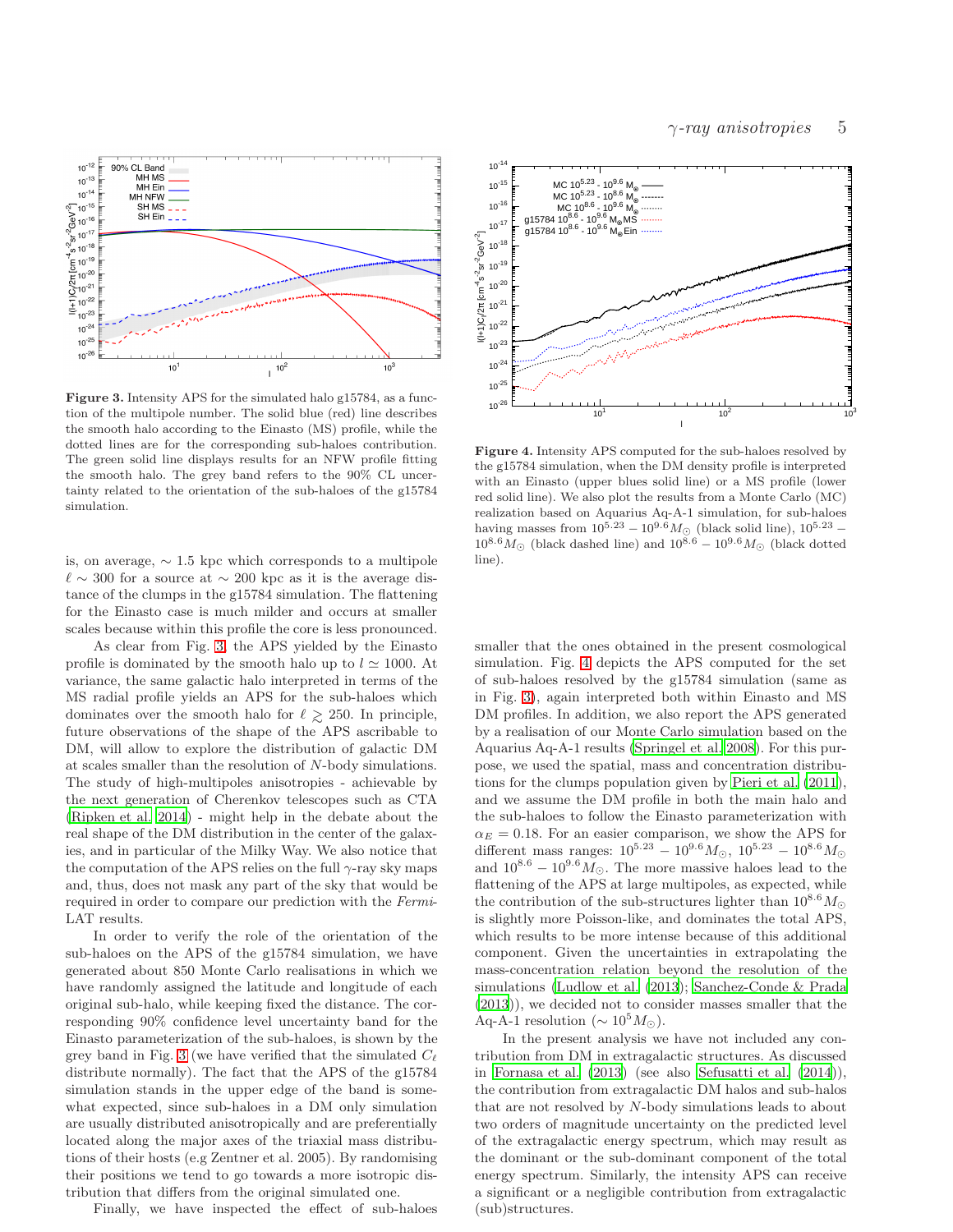**Figure 3.** Intensity APS for the simulated halo g15784, as a function of the multipole number. The solid blue (red) line describes the smooth halo according to the Einasto (MS) profile, while the dotted lines are for the corresponding sub-haloes contribution. The green solid line displays results for an NFW profile fitting the smooth halo. The grey band refers to the 90% CL uncertainty related to the orientation of the sub-haloes of the g15784 simulation.

**Figure 4.** Intensity APS computed for the sub-haloes resolved by the g15784 simulation, when the DM density profile is interpreted with an Einasto (upper blues solid line) or a MS profile (lower red solid line). We also plot the results from a Monte Carlo (MC) realization based on Aquarius Aq-A-1 simulation, for sub-haloes having masses from $10^{5.23} - 10^{9.6} M_{\odot}$ (black solid line), $10^{5.23} - 10^{8.6} M_{\odot}$ (black dashed line) and $10^{8.6} - 10^{9.6} M_{\odot}$ (black dotted line).

is, on average, $\sim 1.5$ kpc which corresponds to a multipole $\ell \sim 300$ for a source at $\sim 200$ kpc as it is the average distance of the clumps in the g15784 simulation. The flattening for the Einasto case is much milder and occurs at smaller scales because within this profile the core is less pronounced.

As clear from Fig. 3, the APS yielded by the Einasto profile is dominated by the smooth halo up to $l \simeq 1000$. At variance, the same galactic halo interpreted in terms of the MS radial profile yields an APS for the sub-haloes which dominates over the smooth halo for $\ell \gtrsim 250$. In principle, future observations of the shape of the APS ascribable to DM, will allow to explore the distribution of galactic DM at scales smaller than the resolution of $N$-body simulations. The study of high-multipoles anisotropies - achievable by the next generation of Cherenkov telescopes such as CTA (Ripken et al. 2014) - might help in the debate about the real shape of the DM distribution in the center of the galaxies, and in particular of the Milky Way. We also notice that the computation of the APS relies on the full $\gamma$-ray sky maps and, thus, does not mask any part of the sky that would be required in order to compare our prediction with the *Fermi*-LAT results.

In order to verify the role of the orientation of the sub-haloes on the APS of the g15784 simulation, we have generated about 850 Monte Carlo realisations in which we have randomly assigned the latitude and longitude of each original sub-halo, while keeping fixed the distance. The corresponding 90% confidence level uncertainty band for the Einasto parameterization of the sub-haloes, is shown by the grey band in Fig. 3 (we have verified that the simulated $C_\ell$ distribute normally). The fact that the APS of the g15784 simulation stands in the upper edge of the band is somewhat expected, since sub-haloes in a DM only simulation are usually distributed anisotropically and are preferentially located along the major axes of the triaxial mass distributions of their hosts (e.g Zentner et al. 2005). By randomising their positions we tend to go towards a more isotropic distribution that differs from the original simulated one.

Finally, we have inspected the effect of sub-haloes smaller that the ones obtained in the present cosmological simulation. Fig. 4 depicts the APS computed for the set of sub-haloes resolved by the g15784 simulation (same as in Fig. 3), again interpreted both within Einasto and MS DM profiles. In addition, we also report the APS generated by a realisation of our Monte Carlo simulation based on the Aquarius Aq-A-1 results (Springel et al. 2008). For this purpose, we used the spatial, mass and concentration distributions for the clumps population given by Pieri et al. (2011), and we assume the DM profile in both the main halo and the sub-haloes to follow the Einasto parameterization with $\alpha_E = 0.18$. For an easier comparison, we show the APS for different mass ranges: $10^{5.23} - 10^{9.6} M_{\odot}$, $10^{5.23} - 10^{8.6} M_{\odot}$ and $10^{8.6} - 10^{9.6} M_{\odot}$. The more massive haloes lead to the flattening of the APS at large multipoles, as expected, while the contribution of the sub-structures lighter than $10^{8.6} M_{\odot}$ is slightly more Poisson-like, and dominates the total APS, which results to be more intense because of this additional component. Given the uncertainties in extrapolating the mass-concentration relation beyond the resolution of the simulations (Ludlow et al. (2013); Sanchez-Conde & Prada (2013)), we decided not to consider masses smaller that the Aq-A-1 resolution ($\sim 10^5 M_{\odot}$).

In the present analysis we have not included any contribution from DM in extragalactic structures. As discussed in Fornasa et al. (2013) (see also Sefusatti et al. (2014)), the contribution from extragalactic DM halos and sub-halos that are not resolved by $N$-body simulations leads to about two orders of magnitude uncertainty on the predicted level of the extragalactic energy spectrum, which may result as the dominant or the sub-dominant component of the total energy spectrum. Similarly, the intensity APS can receive a significant or a negligible contribution from extragalactic (sub)structures.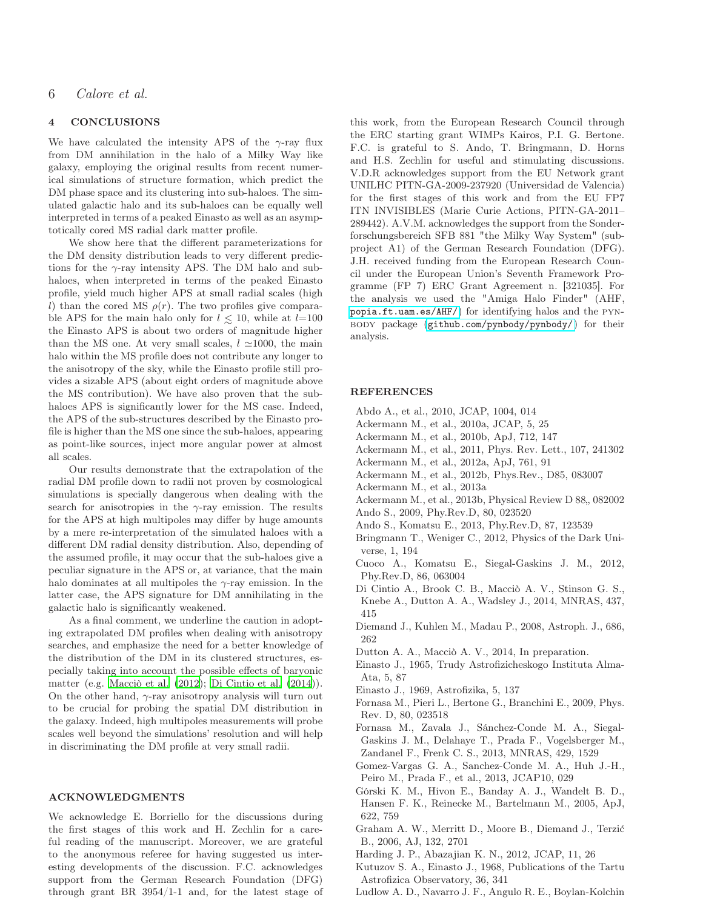## 4 CONCLUSIONS

We have calculated the intensity APS of the $\gamma$-ray flux from DM annihilation in the halo of a Milky Way like galaxy, employing the original results from recent numerical simulations of structure formation, which predict the DM phase space and its clustering into sub-haloes. The simulated galactic halo and its sub-haloes can be equally well interpreted in terms of a peaked Einasto as well as an asymptotically cored MS radial dark matter profile.

We show here that the different parameterizations for the DM density distribution leads to very different predictions for the $\gamma$-ray intensity APS. The DM halo and sub-haloes, when interpreted in terms of the peaked Einasto profile, yield much higher APS at small radial scales (high $l$) than the cored MS $\rho(r)$. The two profiles give comparable APS for the main halo only for $l \lesssim 10$, while at $l$=100 the Einasto APS is about two orders of magnitude higher than the MS one. At very small scales, $l \simeq$1000, the main halo within the MS profile does not contribute any longer to the anisotropy of the sky, while the Einasto profile still provides a sizable APS (about eight orders of magnitude above the MS contribution). We have also proven that the sub-haloes APS is significantly lower for the MS case. Indeed, the APS of the sub-structures described by the Einasto profile is higher than the MS one since the sub-haloes, appearing as point-like sources, inject more angular power at almost all scales.

Our results demonstrate that the extrapolation of the radial DM profile down to radii not proven by cosmological simulations is specially dangerous when dealing with the search for anisotropies in the $\gamma$-ray emission. The results for the APS at high multipoles may differ by huge amounts by a mere re-interpretation of the simulated haloes with a different DM radial density distribution. Also, depending of the assumed profile, it may occur that the sub-haloes give a peculiar signature in the APS or, at variance, that the main halo dominates at all multipoles the $\gamma$-ray emission. In the latter case, the APS signature for DM annihilating in the galactic halo is significantly weakened.

As a final comment, we underline the caution in adopting extrapolated DM profiles when dealing with anisotropy searches, and emphasize the need for a better knowledge of the distribution of the DM in its clustered structures, especially taking into account the possible effects of baryonic matter (e.g. Macciò et al. (2012); Di Cintio et al. (2014)). On the other hand, $\gamma$-ray anisotropy analysis will turn out to be crucial for probing the spatial DM distribution in the galaxy. Indeed, high multipoles measurements will probe scales well beyond the simulations' resolution and will help in discriminating the DM profile at very small radii.

## ACKNOWLEDGMENTS

We acknowledge E. Borriello for the discussions during the first stages of this work and H. Zechlin for a careful reading of the manuscript. Moreover, we are grateful to the anonymous referee for having suggested us interesting developments of the discussion. F.C. acknowledges support from the German Research Foundation (DFG) through grant BR 3954/1-1 and, for the latest stage of this work, from the European Research Council through the ERC starting grant WIMPs Kairos, P.I. G. Bertone. F.C. is grateful to S. Ando, T. Bringmann, D. Horns and H.S. Zechlin for useful and stimulating discussions. V.D.R acknowledges support from the EU Network grant UNILHC PITN-GA-2009-237920 (Universidad de Valencia) for the first stages of this work and from the EU FP7 ITN INVISIBLES (Marie Curie Actions, PITN-GA-2011–289442). A.V.M. acknowledges the support from the Sonderforschungsbereich SFB 881 "the Milky Way System" (subproject A1) of the German Research Foundation (DFG). J.H. received funding from the European Research Council under the European Union's Seventh Framework Programme (FP 7) ERC Grant Agreement n. [321035]. For the analysis we used the "Amiga Halo Finder" (AHF, popia.ft.uam.es/AHF/) for identifying halos and the PYNBODY package (github.com/pynbody/pynbody/) for their analysis.

## REFERENCES

Abdo A., et al., 2010, JCAP, 1004, 014

Ackermann M., et al., 2010a, JCAP, 5, 25

Ackermann M., et al., 2010b, ApJ, 712, 147

Ackermann M., et al., 2011, Phys. Rev. Lett., 107, 241302

Ackermann M., et al., 2012a, ApJ, 761, 91

Ackermann M., et al., 2012b, Phys.Rev., D85, 083007

Ackermann M., et al., 2013a

Ackermann M., et al., 2013b, Physical Review D 88,, 082002

Ando S., 2009, Phy.Rev.D, 80, 023520

Ando S., Komatsu E., 2013, Phy.Rev.D, 87, 123539

Bringmann T., Weniger C., 2012, Physics of the Dark Universe, 1, 194

Cuoco A., Komatsu E., Siegal-Gaskins J. M., 2012, Phy.Rev.D, 86, 063004

Di Cintio A., Brook C. B., Macciò A. V., Stinson G. S., Knebe A., Dutton A. A., Wadsley J., 2014, MNRAS, 437, 415

Diemand J., Kuhlen M., Madau P., 2008, Astroph. J., 686, 262

Dutton A. A., Macciò A. V., 2014, In preparation.

Einasto J., 1965, Trudy Astrofizicheskogo Instituta Alma-Ata, 5, 87

Einasto J., 1969, Astrofizika, 5, 137

Fornasa M., Pieri L., Bertone G., Branchini E., 2009, Phys. Rev. D, 80, 023518

Fornasa M., Zavala J., Sánchez-Conde M. A., Siegal-Gaskins J. M., Delahaye T., Prada F., Vogelsberger M., Zandanel F., Frenk C. S., 2013, MNRAS, 429, 1529

Gomez-Vargas G. A., Sanchez-Conde M. A., Huh J.-H., Peiro M., Prada F., et al., 2013, JCAP10, 029

Górski K. M., Hivon E., Banday A. J., Wandelt B. D., Hansen F. K., Reinecke M., Bartelmann M., 2005, ApJ, 622, 759

Graham A. W., Merritt D., Moore B., Diemand J., Terzić B., 2006, AJ, 132, 2701

Harding J. P., Abazajian K. N., 2012, JCAP, 11, 26

Kutuzov S. A., Einasto J., 1968, Publications of the Tartu Astrofizica Observatory, 36, 341

Ludlow A. D., Navarro J. F., Angulo R. E., Boylan-Kolchin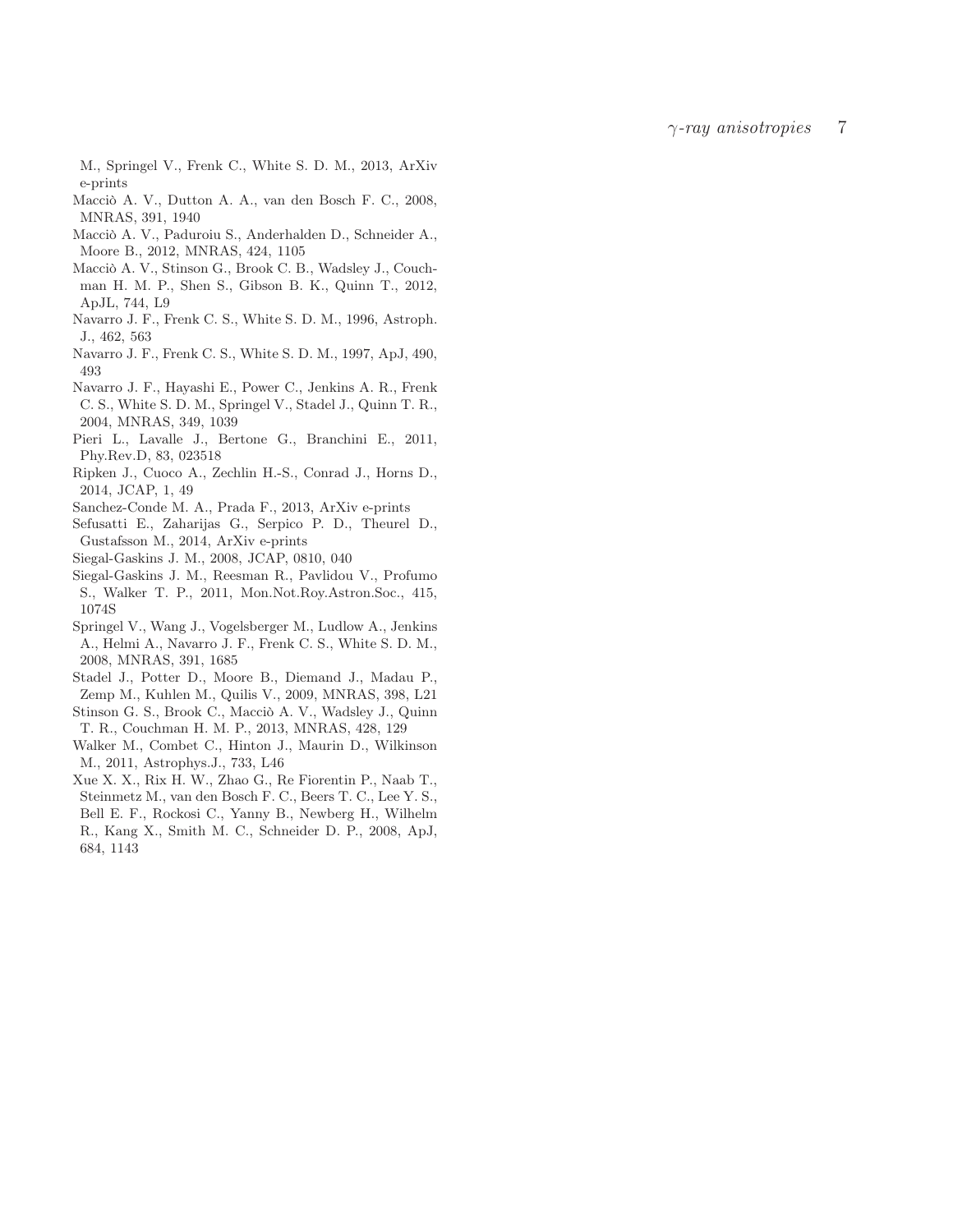M., Springel V., Frenk C., White S. D. M., 2013, ArXiv e-prints

Macciò A. V., Dutton A. A., van den Bosch F. C., 2008, MNRAS, 391, 1940

Macciò A. V., Paduroiu S., Anderhalden D., Schneider A., Moore B., 2012, MNRAS, 424, 1105

Macciò A. V., Stinson G., Brook C. B., Wadsley J., Couchman H. M. P., Shen S., Gibson B. K., Quinn T., 2012, ApJL, 744, L9

Navarro J. F., Frenk C. S., White S. D. M., 1996, Astroph. J., 462, 563

Navarro J. F., Frenk C. S., White S. D. M., 1997, ApJ, 490, 493

Navarro J. F., Hayashi E., Power C., Jenkins A. R., Frenk C. S., White S. D. M., Springel V., Stadel J., Quinn T. R., 2004, MNRAS, 349, 1039

Pieri L., Lavalle J., Bertone G., Branchini E., 2011, Phy.Rev.D, 83, 023518

Ripken J., Cuoco A., Zechlin H.-S., Conrad J., Horns D., 2014, JCAP, 1, 49

Sanchez-Conde M. A., Prada F., 2013, ArXiv e-prints

Sefusatti E., Zaharijas G., Serpico P. D., Theurel D., Gustafsson M., 2014, ArXiv e-prints

Siegal-Gaskins J. M., 2008, JCAP, 0810, 040

Siegal-Gaskins J. M., Reesman R., Pavlidou V., Profumo S., Walker T. P., 2011, Mon.Not.Roy.Astron.Soc., 415, 1074S

Springel V., Wang J., Vogelsberger M., Ludlow A., Jenkins A., Helmi A., Navarro J. F., Frenk C. S., White S. D. M., 2008, MNRAS, 391, 1685

Stadel J., Potter D., Moore B., Diemand J., Madau P., Zemp M., Kuhlen M., Quilis V., 2009, MNRAS, 398, L21

Stinson G. S., Brook C., Macciò A. V., Wadsley J., Quinn T. R., Couchman H. M. P., 2013, MNRAS, 428, 129

Walker M., Combet C., Hinton J., Maurin D., Wilkinson M., 2011, Astrophys.J., 733, L46

Xue X. X., Rix H. W., Zhao G., Re Fiorentin P., Naab T., Steinmetz M., van den Bosch F. C., Beers T. C., Lee Y. S., Bell E. F., Rockosi C., Yanny B., Newberg H., Wilhelm R., Kang X., Smith M. C., Schneider D. P., 2008, ApJ, 684, 1143